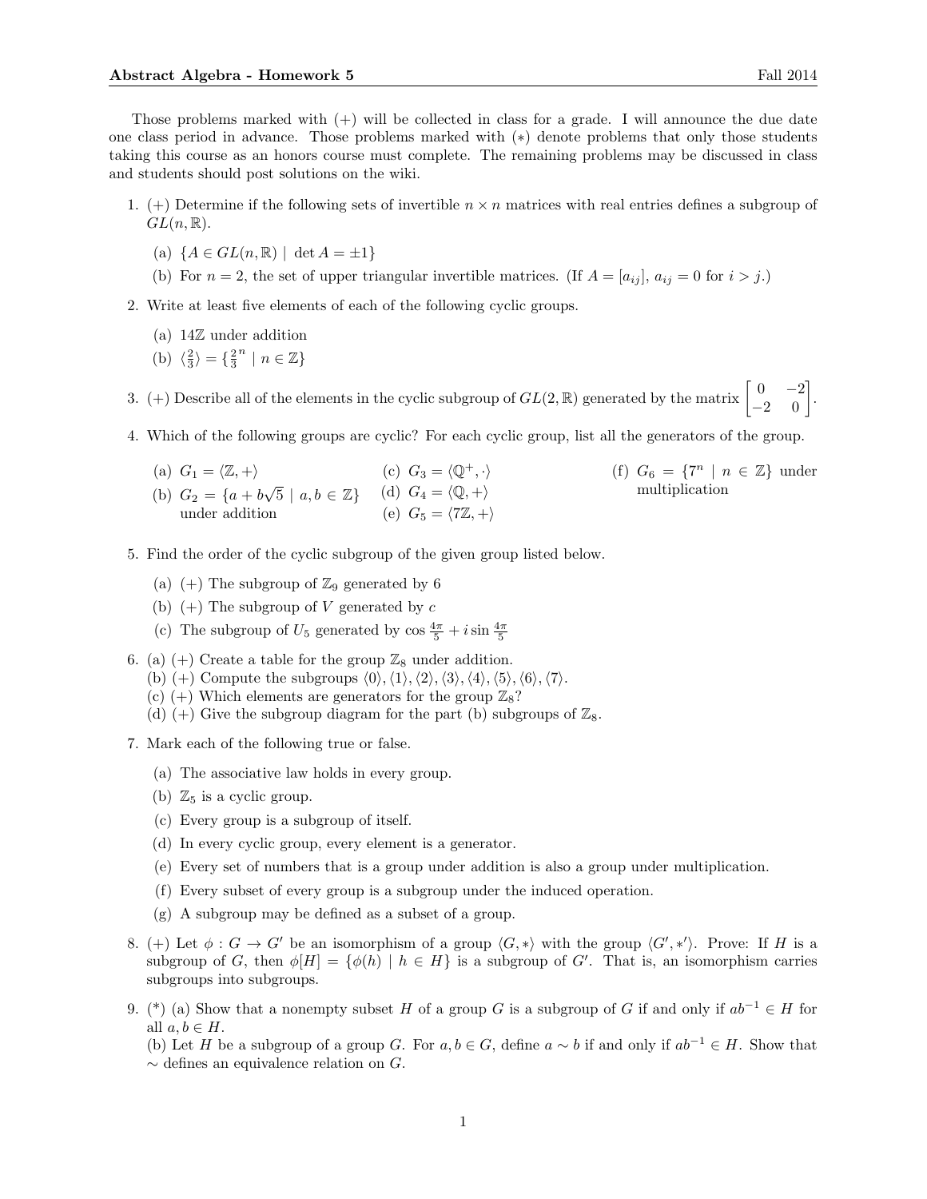**Abstract Algebra - Homework 5** Fall 2014

Those problems marked with (+) will be collected in class for a grade. I will announce the due date one class period in advance. Those problems marked with (*) denote problems that only those students taking this course as an honors course must complete. The remaining problems may be discussed in class and students should post solutions on the wiki.

1. (+) Determine if the following sets of invertible $n \times n$ matrices with real entries defines a subgroup of $GL(n, \mathbb{R})$.

   (a) $\{A \in GL(n, \mathbb{R}) \mid \det A = \pm 1\}$

   (b) For $n = 2$, the set of upper triangular invertible matrices. (If $A = [a_{ij}]$, $a_{ij} = 0$ for $i > j$.)

2. Write at least five elements of each of the following cyclic groups.

   (a) $14\mathbb{Z}$ under addition

   (b) $\langle \frac{2}{3} \rangle = \{\frac{2}{3}^n \mid n \in \mathbb{Z}\}$

3. (+) Describe all of the elements in the cyclic subgroup of $GL(2, \mathbb{R})$ generated by the matrix $\begin{bmatrix} 0 & -2 \\ -2 & 0 \end{bmatrix}$.

4. Which of the following groups are cyclic? For each cyclic group, list all the generators of the group.

   (a) $G_1 = \langle \mathbb{Z}, + \rangle$

   (b) $G_2 = \{a + b\sqrt{5} \mid a, b \in \mathbb{Z}\}$ under addition

   (c) $G_3 = \langle \mathbb{Q}^+, \cdot \rangle$

   (d) $G_4 = \langle \mathbb{Q}, + \rangle$

   (e) $G_5 = \langle 7\mathbb{Z}, + \rangle$

   (f) $G_6 = \{7^n \mid n \in \mathbb{Z}\}$ under multiplication

5. Find the order of the cyclic subgroup of the given group listed below.

   (a) (+) The subgroup of $\mathbb{Z}_9$ generated by 6

   (b) (+) The subgroup of $V$ generated by $c$

   (c) The subgroup of $U_5$ generated by $\cos \frac{4\pi}{5} + i \sin \frac{4\pi}{5}$

6. (a) (+) Create a table for the group $\mathbb{Z}_8$ under addition.
   (b) (+) Compute the subgroups $\langle 0 \rangle, \langle 1 \rangle, \langle 2 \rangle, \langle 3 \rangle, \langle 4 \rangle, \langle 5 \rangle, \langle 6 \rangle, \langle 7 \rangle$.
   (c) (+) Which elements are generators for the group $\mathbb{Z}_8$?
   (d) (+) Give the subgroup diagram for the part (b) subgroups of $\mathbb{Z}_8$.

7. Mark each of the following true or false.

   (a) The associative law holds in every group.

   (b) $\mathbb{Z}_5$ is a cyclic group.

   (c) Every group is a subgroup of itself.

   (d) In every cyclic group, every element is a generator.

   (e) Every set of numbers that is a group under addition is also a group under multiplication.

   (f) Every subset of every group is a subgroup under the induced operation.

   (g) A subgroup may be defined as a subset of a group.

8. (+) Let $\phi : G \to G'$ be an isomorphism of a group $\langle G, * \rangle$ with the group $\langle G', *' \rangle$. Prove: If $H$ is a subgroup of $G$, then $\phi[H] = \{\phi(h) \mid h \in H\}$ is a subgroup of $G'$. That is, an isomorphism carries subgroups into subgroups.

9. (*) (a) Show that a nonempty subset $H$ of a group $G$ is a subgroup of $G$ if and only if $ab^{-1} \in H$ for all $a, b \in H$.
   (b) Let $H$ be a subgroup of a group $G$. For $a, b \in G$, define $a \sim b$ if and only if $ab^{-1} \in H$. Show that $\sim$ defines an equivalence relation on $G$.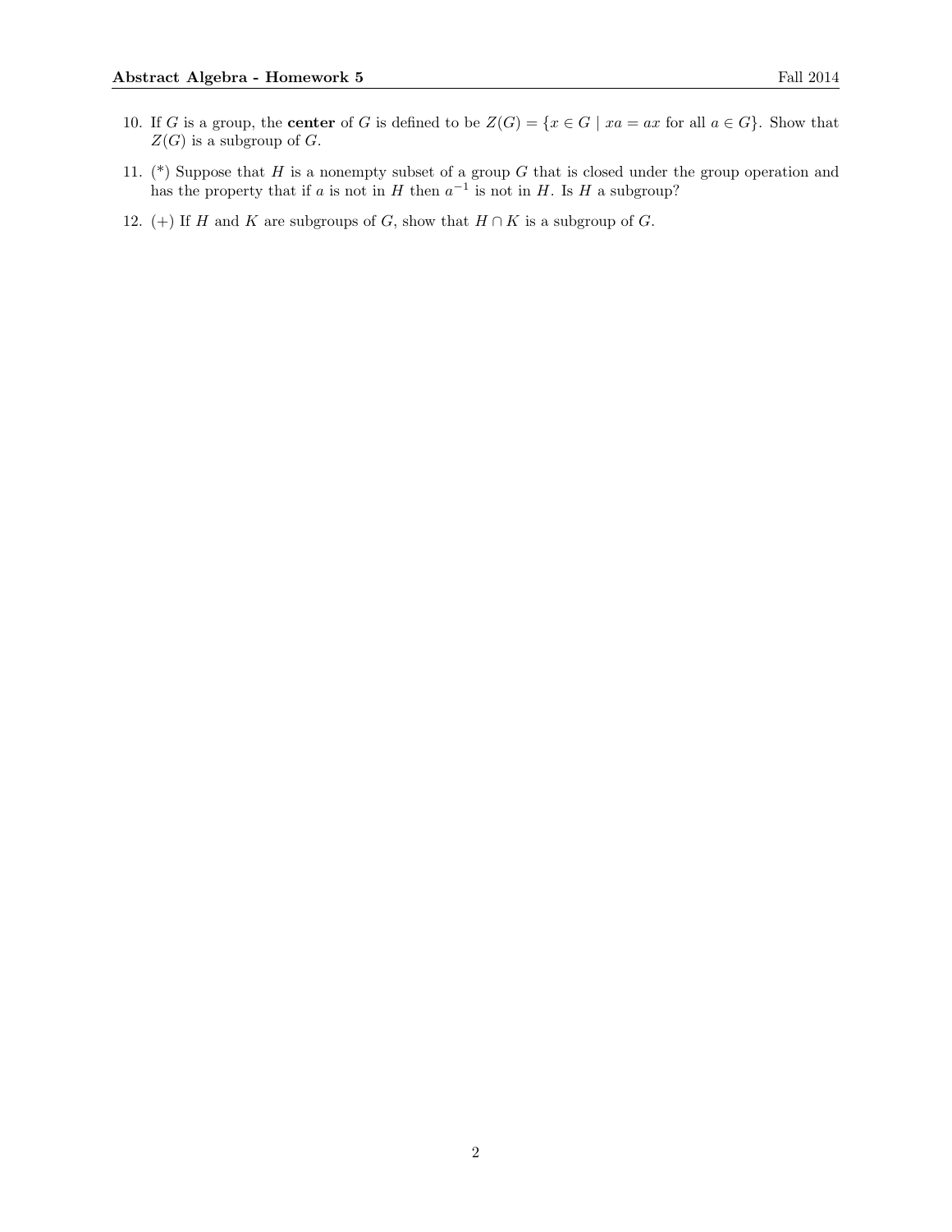10. If $G$ is a group, the **center** of $G$ is defined to be $Z(G) = \{x \in G \mid xa = ax \text{ for all } a \in G\}$. Show that $Z(G)$ is a subgroup of $G$.

11. (*) Suppose that $H$ is a nonempty subset of a group $G$ that is closed under the group operation and has the property that if $a$ is not in $H$ then $a^{-1}$ is not in $H$. Is $H$ a subgroup?

12. (+) If $H$ and $K$ are subgroups of $G$, show that $H \cap K$ is a subgroup of $G$.